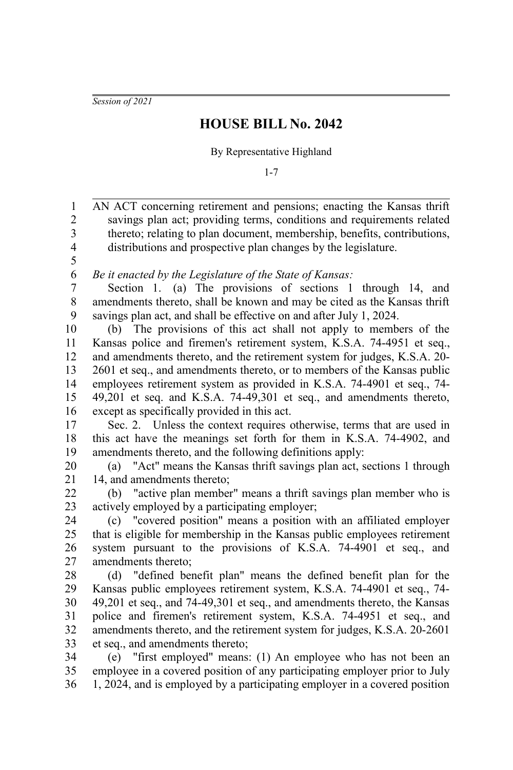*Session of 2021*

# HOUSE BILL No. 2042

By Representative Highland

1-7

AN ACT concerning retirement and pensions; enacting the Kansas thrift savings plan act; providing terms, conditions and requirements related thereto; relating to plan document, membership, benefits, contributions, distributions and prospective plan changes by the legislature.

*Be it enacted by the Legislature of the State of Kansas:*

Section 1. (a) The provisions of sections 1 through 14, and amendments thereto, shall be known and may be cited as the Kansas thrift savings plan act, and shall be effective on and after July 1, 2024.

(b) The provisions of this act shall not apply to members of the Kansas police and firemen's retirement system, K.S.A. 74-4951 et seq., and amendments thereto, and the retirement system for judges, K.S.A. 20-2601 et seq., and amendments thereto, or to members of the Kansas public employees retirement system as provided in K.S.A. 74-4901 et seq., 74-49,201 et seq. and K.S.A. 74-49,301 et seq., and amendments thereto, except as specifically provided in this act.

Sec. 2. Unless the context requires otherwise, terms that are used in this act have the meanings set forth for them in K.S.A. 74-4902, and amendments thereto, and the following definitions apply:

(a) "Act" means the Kansas thrift savings plan act, sections 1 through 14, and amendments thereto;

(b) "active plan member" means a thrift savings plan member who is actively employed by a participating employer;

(c) "covered position" means a position with an affiliated employer that is eligible for membership in the Kansas public employees retirement system pursuant to the provisions of K.S.A. 74-4901 et seq., and amendments thereto;

(d) "defined benefit plan" means the defined benefit plan for the Kansas public employees retirement system, K.S.A. 74-4901 et seq., 74-49,201 et seq., and 74-49,301 et seq., and amendments thereto, the Kansas police and firemen's retirement system, K.S.A. 74-4951 et seq., and amendments thereto, and the retirement system for judges, K.S.A. 20-2601 et seq., and amendments thereto;

(e) "first employed" means: (1) An employee who has not been an employee in a covered position of any participating employer prior to July 1, 2024, and is employed by a participating employer in a covered position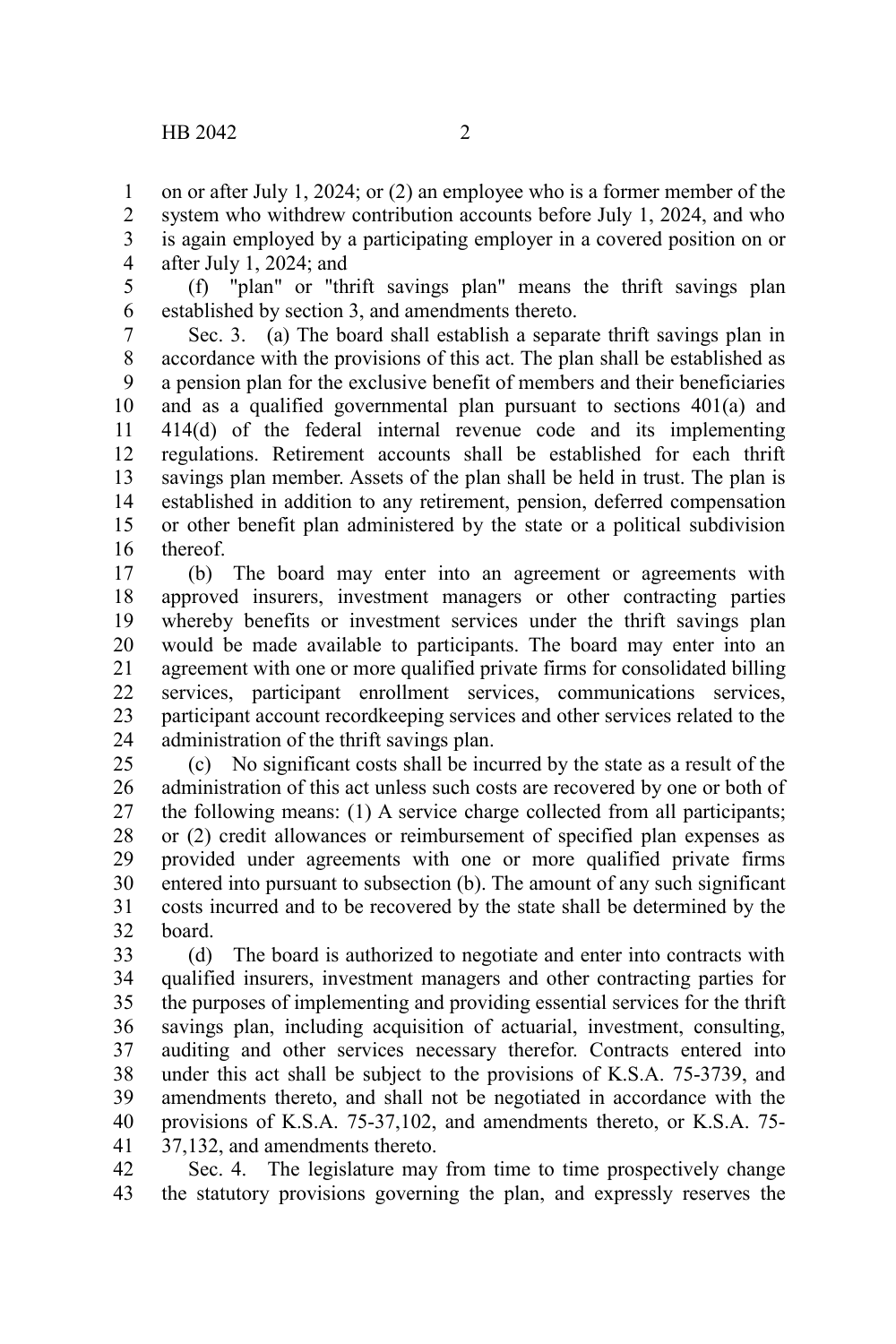on or after July 1, 2024; or (2) an employee who is a former member of the system who withdrew contribution accounts before July 1, 2024, and who is again employed by a participating employer in a covered position on or after July 1, 2024; and

(f) "plan" or "thrift savings plan" means the thrift savings plan established by section 3, and amendments thereto.

Sec. 3. (a) The board shall establish a separate thrift savings plan in accordance with the provisions of this act. The plan shall be established as a pension plan for the exclusive benefit of members and their beneficiaries and as a qualified governmental plan pursuant to sections 401(a) and 414(d) of the federal internal revenue code and its implementing regulations. Retirement accounts shall be established for each thrift savings plan member. Assets of the plan shall be held in trust. The plan is established in addition to any retirement, pension, deferred compensation or other benefit plan administered by the state or a political subdivision thereof.

(b) The board may enter into an agreement or agreements with approved insurers, investment managers or other contracting parties whereby benefits or investment services under the thrift savings plan would be made available to participants. The board may enter into an agreement with one or more qualified private firms for consolidated billing services, participant enrollment services, communications services, participant account recordkeeping services and other services related to the administration of the thrift savings plan.

(c) No significant costs shall be incurred by the state as a result of the administration of this act unless such costs are recovered by one or both of the following means: (1) A service charge collected from all participants; or (2) credit allowances or reimbursement of specified plan expenses as provided under agreements with one or more qualified private firms entered into pursuant to subsection (b). The amount of any such significant costs incurred and to be recovered by the state shall be determined by the board.

(d) The board is authorized to negotiate and enter into contracts with qualified insurers, investment managers and other contracting parties for the purposes of implementing and providing essential services for the thrift savings plan, including acquisition of actuarial, investment, consulting, auditing and other services necessary therefor. Contracts entered into under this act shall be subject to the provisions of K.S.A. 75-3739, and amendments thereto, and shall not be negotiated in accordance with the provisions of K.S.A. 75-37,102, and amendments thereto, or K.S.A. 75-37,132, and amendments thereto.

Sec. 4. The legislature may from time to time prospectively change the statutory provisions governing the plan, and expressly reserves the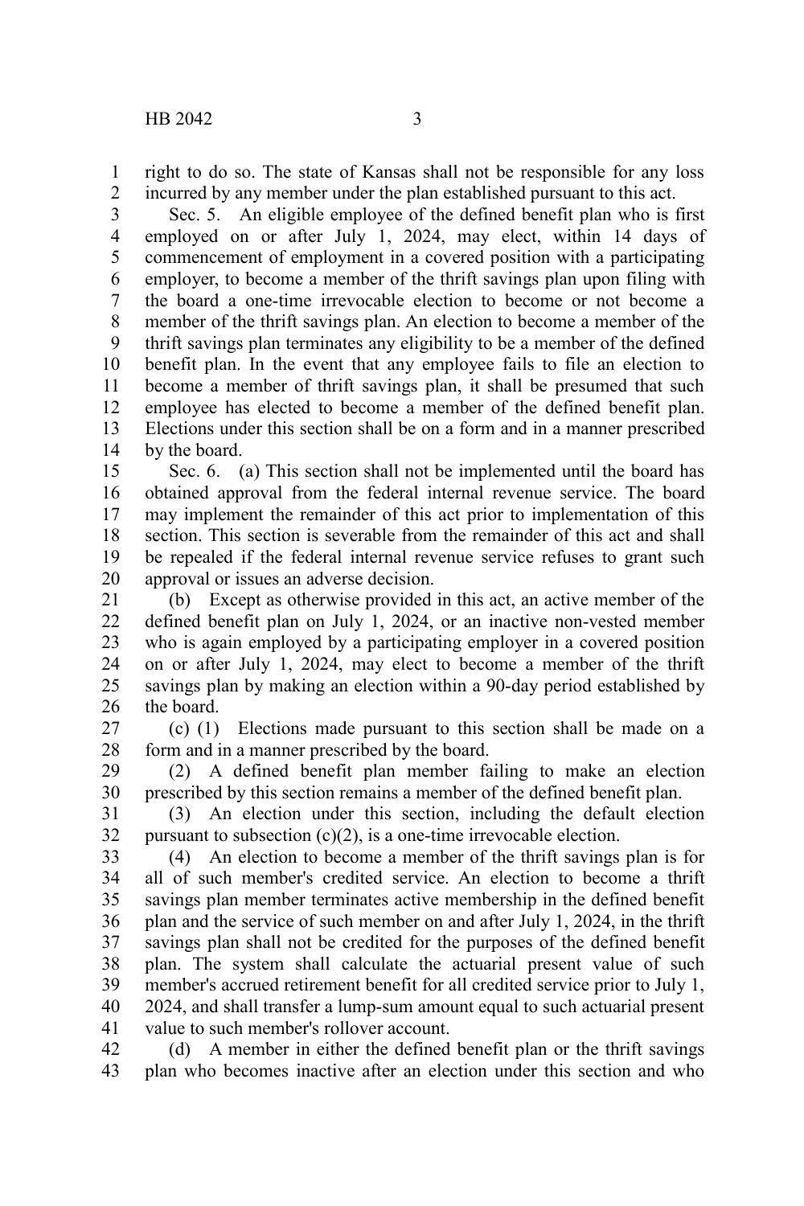right to do so. The state of Kansas shall not be responsible for any loss incurred by any member under the plan established pursuant to this act.

Sec. 5. An eligible employee of the defined benefit plan who is first employed on or after July 1, 2024, may elect, within 14 days of commencement of employment in a covered position with a participating employer, to become a member of the thrift savings plan upon filing with the board a one-time irrevocable election to become or not become a member of the thrift savings plan. An election to become a member of the thrift savings plan terminates any eligibility to be a member of the defined benefit plan. In the event that any employee fails to file an election to become a member of thrift savings plan, it shall be presumed that such employee has elected to become a member of the defined benefit plan. Elections under this section shall be on a form and in a manner prescribed by the board.

Sec. 6. (a) This section shall not be implemented until the board has obtained approval from the federal internal revenue service. The board may implement the remainder of this act prior to implementation of this section. This section is severable from the remainder of this act and shall be repealed if the federal internal revenue service refuses to grant such approval or issues an adverse decision.

(b) Except as otherwise provided in this act, an active member of the defined benefit plan on July 1, 2024, or an inactive non-vested member who is again employed by a participating employer in a covered position on or after July 1, 2024, may elect to become a member of the thrift savings plan by making an election within a 90-day period established by the board.

(c) (1) Elections made pursuant to this section shall be made on a form and in a manner prescribed by the board.

(2) A defined benefit plan member failing to make an election prescribed by this section remains a member of the defined benefit plan.

(3) An election under this section, including the default election pursuant to subsection (c)(2), is a one-time irrevocable election.

(4) An election to become a member of the thrift savings plan is for all of such member's credited service. An election to become a thrift savings plan member terminates active membership in the defined benefit plan and the service of such member on and after July 1, 2024, in the thrift savings plan shall not be credited for the purposes of the defined benefit plan. The system shall calculate the actuarial present value of such member's accrued retirement benefit for all credited service prior to July 1, 2024, and shall transfer a lump-sum amount equal to such actuarial present value to such member's rollover account.

(d) A member in either the defined benefit plan or the thrift savings plan who becomes inactive after an election under this section and who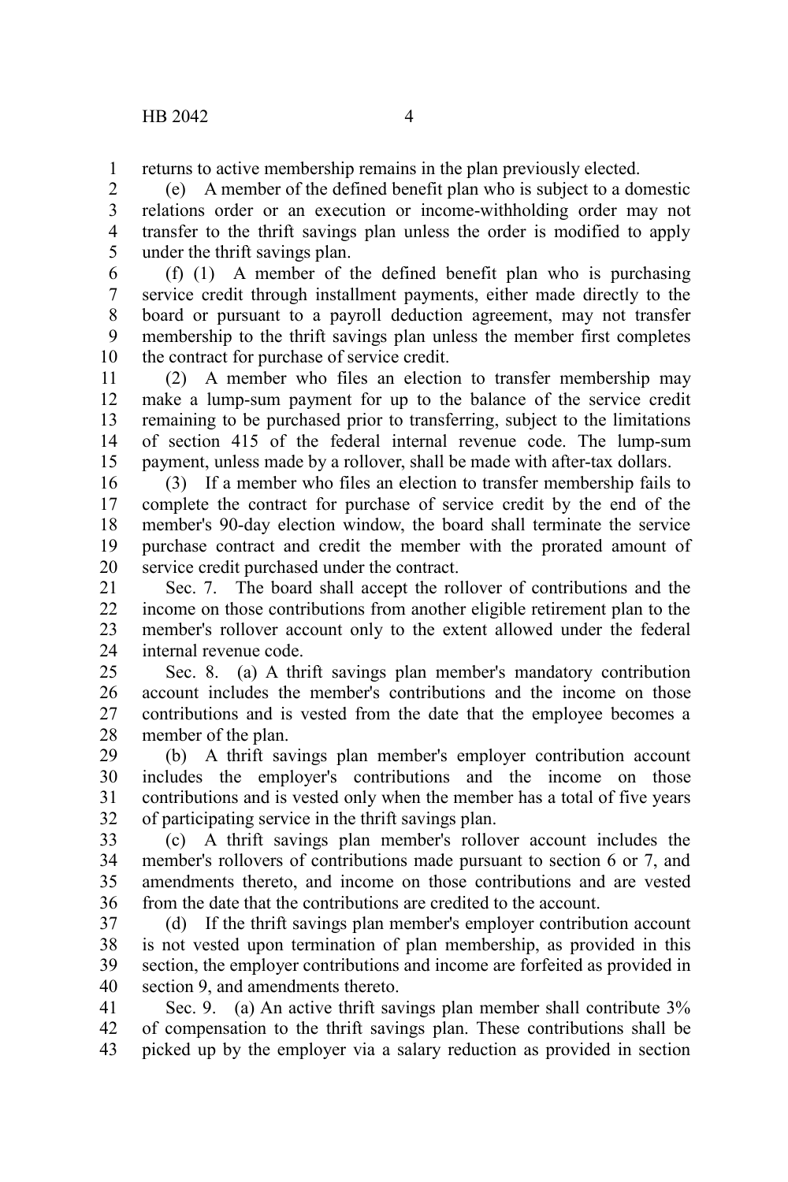returns to active membership remains in the plan previously elected.

(e) A member of the defined benefit plan who is subject to a domestic relations order or an execution or income-withholding order may not transfer to the thrift savings plan unless the order is modified to apply under the thrift savings plan.

(f) (1) A member of the defined benefit plan who is purchasing service credit through installment payments, either made directly to the board or pursuant to a payroll deduction agreement, may not transfer membership to the thrift savings plan unless the member first completes the contract for purchase of service credit.

(2) A member who files an election to transfer membership may make a lump-sum payment for up to the balance of the service credit remaining to be purchased prior to transferring, subject to the limitations of section 415 of the federal internal revenue code. The lump-sum payment, unless made by a rollover, shall be made with after-tax dollars.

(3) If a member who files an election to transfer membership fails to complete the contract for purchase of service credit by the end of the member's 90-day election window, the board shall terminate the service purchase contract and credit the member with the prorated amount of service credit purchased under the contract.

Sec. 7. The board shall accept the rollover of contributions and the income on those contributions from another eligible retirement plan to the member's rollover account only to the extent allowed under the federal internal revenue code.

Sec. 8. (a) A thrift savings plan member's mandatory contribution account includes the member's contributions and the income on those contributions and is vested from the date that the employee becomes a member of the plan.

(b) A thrift savings plan member's employer contribution account includes the employer's contributions and the income on those contributions and is vested only when the member has a total of five years of participating service in the thrift savings plan.

(c) A thrift savings plan member's rollover account includes the member's rollovers of contributions made pursuant to section 6 or 7, and amendments thereto, and income on those contributions and are vested from the date that the contributions are credited to the account.

(d) If the thrift savings plan member's employer contribution account is not vested upon termination of plan membership, as provided in this section, the employer contributions and income are forfeited as provided in section 9, and amendments thereto.

Sec. 9. (a) An active thrift savings plan member shall contribute 3% of compensation to the thrift savings plan. These contributions shall be picked up by the employer via a salary reduction as provided in section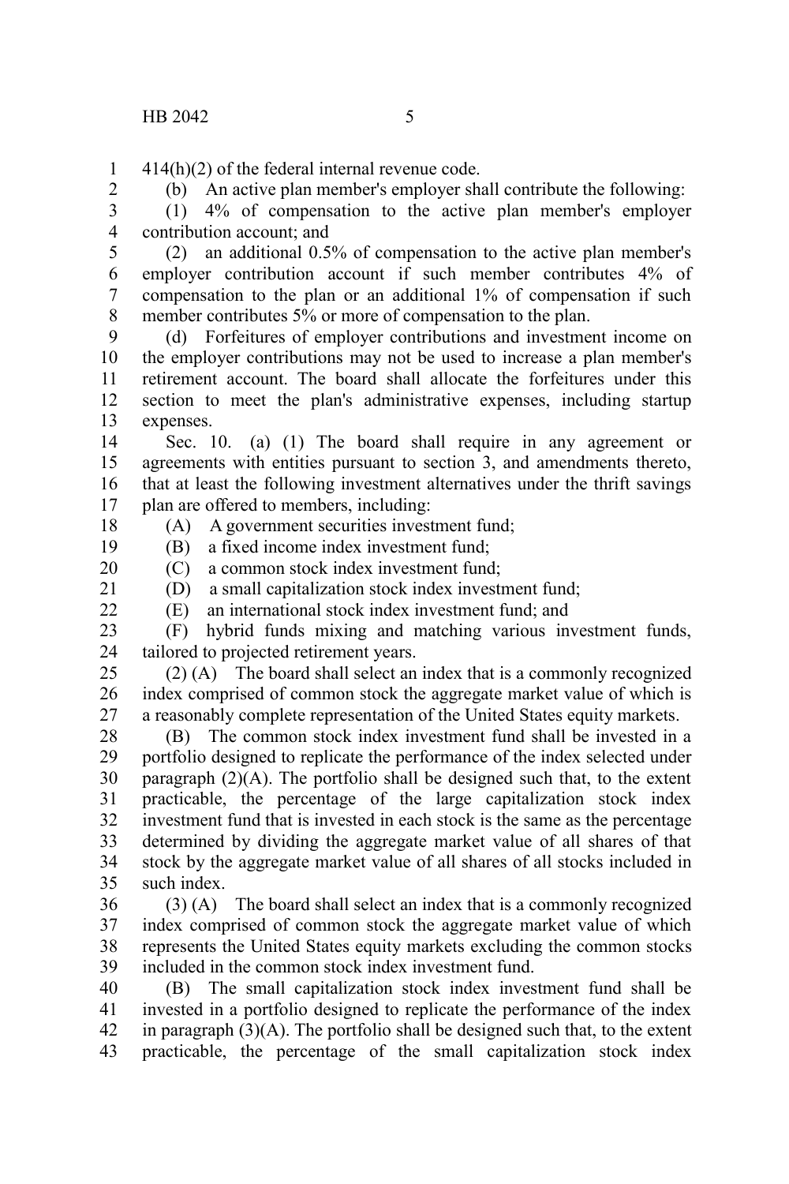414(h)(2) of the federal internal revenue code.

(b) An active plan member's employer shall contribute the following:

(1) 4% of compensation to the active plan member's employer contribution account; and

(2) an additional 0.5% of compensation to the active plan member's employer contribution account if such member contributes 4% of compensation to the plan or an additional 1% of compensation if such member contributes 5% or more of compensation to the plan.

(d) Forfeitures of employer contributions and investment income on the employer contributions may not be used to increase a plan member's retirement account. The board shall allocate the forfeitures under this section to meet the plan's administrative expenses, including startup expenses.

Sec. 10. (a) (1) The board shall require in any agreement or agreements with entities pursuant to section 3, and amendments thereto, that at least the following investment alternatives under the thrift savings plan are offered to members, including:

(A) A government securities investment fund;

(B) a fixed income index investment fund;

(C) a common stock index investment fund;

(D) a small capitalization stock index investment fund;

(E) an international stock index investment fund; and

(F) hybrid funds mixing and matching various investment funds, tailored to projected retirement years.

(2) (A) The board shall select an index that is a commonly recognized index comprised of common stock the aggregate market value of which is a reasonably complete representation of the United States equity markets.

(B) The common stock index investment fund shall be invested in a portfolio designed to replicate the performance of the index selected under paragraph (2)(A). The portfolio shall be designed such that, to the extent practicable, the percentage of the large capitalization stock index investment fund that is invested in each stock is the same as the percentage determined by dividing the aggregate market value of all shares of that stock by the aggregate market value of all shares of all stocks included in such index.

(3) (A) The board shall select an index that is a commonly recognized index comprised of common stock the aggregate market value of which represents the United States equity markets excluding the common stocks included in the common stock index investment fund.

(B) The small capitalization stock index investment fund shall be invested in a portfolio designed to replicate the performance of the index in paragraph (3)(A). The portfolio shall be designed such that, to the extent practicable, the percentage of the small capitalization stock index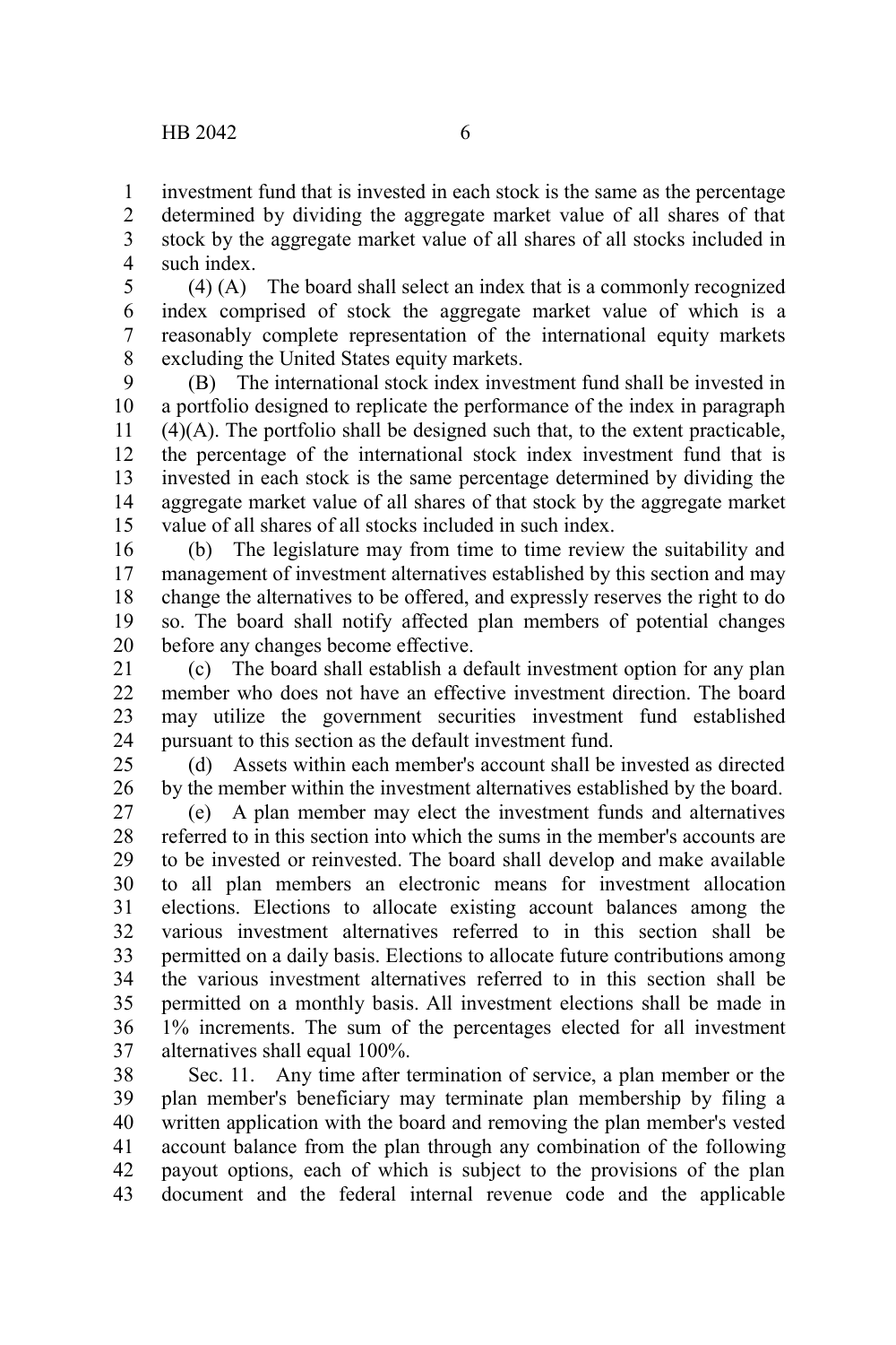investment fund that is invested in each stock is the same as the percentage determined by dividing the aggregate market value of all shares of that stock by the aggregate market value of all shares of all stocks included in such index.

(4) (A) The board shall select an index that is a commonly recognized index comprised of stock the aggregate market value of which is a reasonably complete representation of the international equity markets excluding the United States equity markets.

(B) The international stock index investment fund shall be invested in a portfolio designed to replicate the performance of the index in paragraph (4)(A). The portfolio shall be designed such that, to the extent practicable, the percentage of the international stock index investment fund that is invested in each stock is the same percentage determined by dividing the aggregate market value of all shares of that stock by the aggregate market value of all shares of all stocks included in such index.

(b) The legislature may from time to time review the suitability and management of investment alternatives established by this section and may change the alternatives to be offered, and expressly reserves the right to do so. The board shall notify affected plan members of potential changes before any changes become effective.

(c) The board shall establish a default investment option for any plan member who does not have an effective investment direction. The board may utilize the government securities investment fund established pursuant to this section as the default investment fund.

(d) Assets within each member's account shall be invested as directed by the member within the investment alternatives established by the board.

(e) A plan member may elect the investment funds and alternatives referred to in this section into which the sums in the member's accounts are to be invested or reinvested. The board shall develop and make available to all plan members an electronic means for investment allocation elections. Elections to allocate existing account balances among the various investment alternatives referred to in this section shall be permitted on a daily basis. Elections to allocate future contributions among the various investment alternatives referred to in this section shall be permitted on a monthly basis. All investment elections shall be made in 1% increments. The sum of the percentages elected for all investment alternatives shall equal 100%.

Sec. 11. Any time after termination of service, a plan member or the plan member's beneficiary may terminate plan membership by filing a written application with the board and removing the plan member's vested account balance from the plan through any combination of the following payout options, each of which is subject to the provisions of the plan document and the federal internal revenue code and the applicable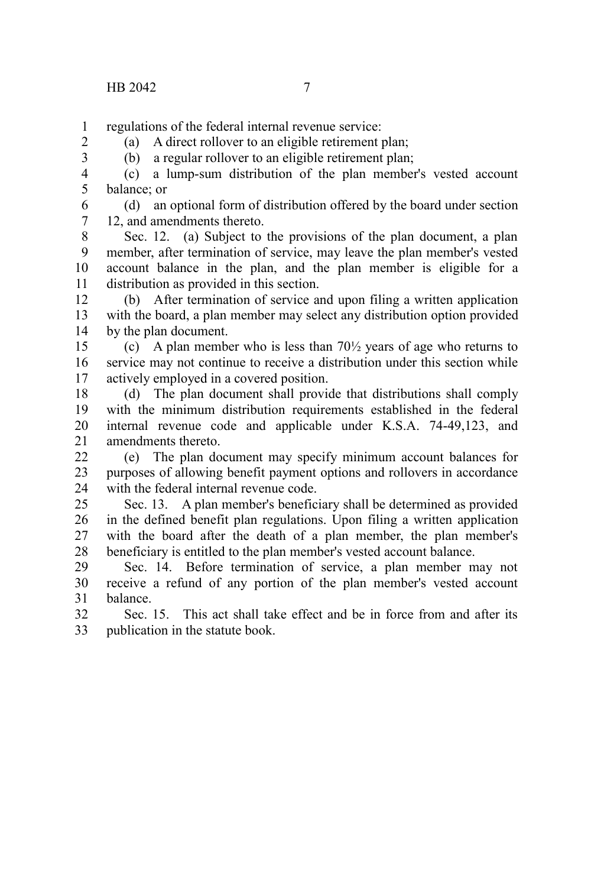regulations of the federal internal revenue service:

(a) A direct rollover to an eligible retirement plan;

(b) a regular rollover to an eligible retirement plan;

(c) a lump-sum distribution of the plan member's vested account balance; or

(d) an optional form of distribution offered by the board under section 12, and amendments thereto.

Sec. 12. (a) Subject to the provisions of the plan document, a plan member, after termination of service, may leave the plan member's vested account balance in the plan, and the plan member is eligible for a distribution as provided in this section.

(b) After termination of service and upon filing a written application with the board, a plan member may select any distribution option provided by the plan document.

(c) A plan member who is less than 70½ years of age who returns to service may not continue to receive a distribution under this section while actively employed in a covered position.

(d) The plan document shall provide that distributions shall comply with the minimum distribution requirements established in the federal internal revenue code and applicable under K.S.A. 74-49,123, and amendments thereto.

(e) The plan document may specify minimum account balances for purposes of allowing benefit payment options and rollovers in accordance with the federal internal revenue code.

Sec. 13. A plan member's beneficiary shall be determined as provided in the defined benefit plan regulations. Upon filing a written application with the board after the death of a plan member, the plan member's beneficiary is entitled to the plan member's vested account balance.

Sec. 14. Before termination of service, a plan member may not receive a refund of any portion of the plan member's vested account balance.

Sec. 15. This act shall take effect and be in force from and after its publication in the statute book.